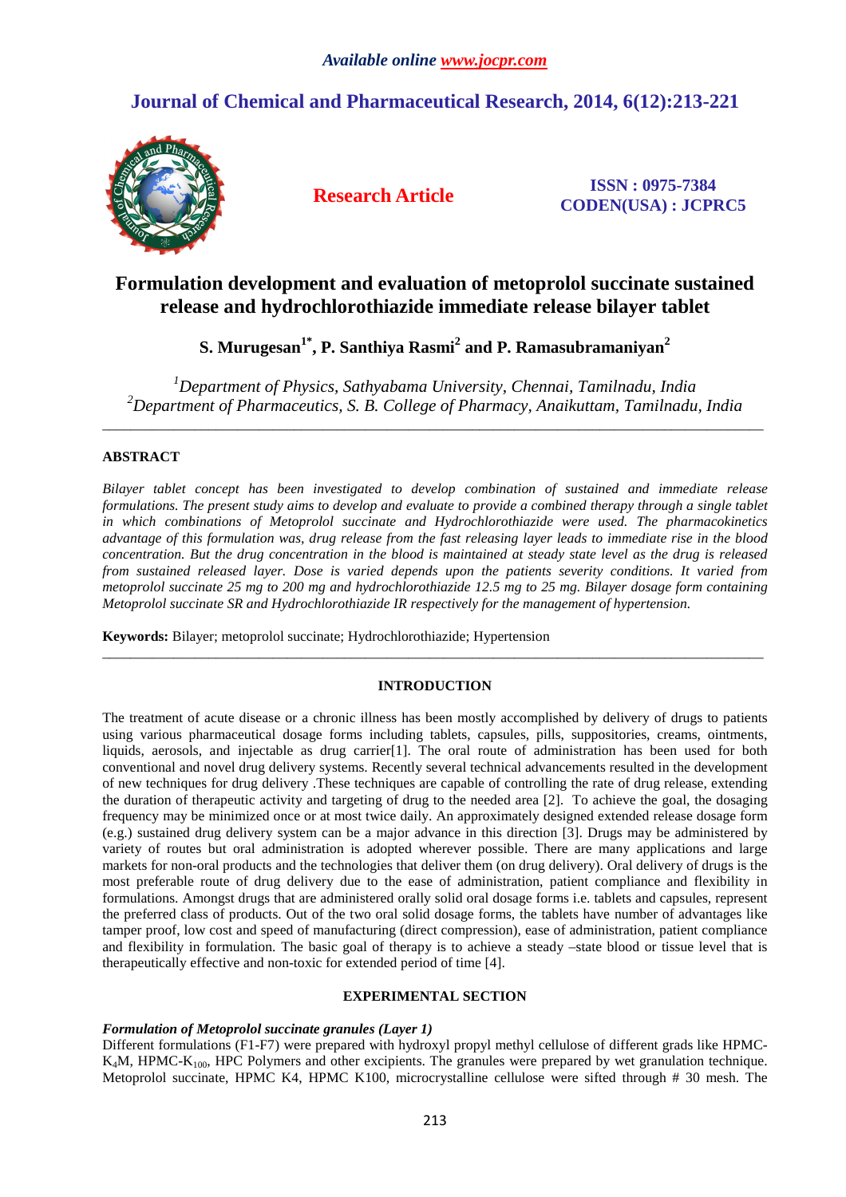*Available online www.jocpr.com*

## Journal of Chemical and Pharmaceutical Research, 2014, 6(12):213-221

**Research Article**

**ISSN : 0975-7384**
**CODEN(USA) : JCPRC5**

# Formulation development and evaluation of metoprolol succinate sustained release and hydrochlorothiazide immediate release bilayer tablet

**S. Murugesan[1*], P. Santhiya Rasmi[2] and P. Ramasubramaniyan[2]**

*[1]Department of Physics, Sathyabama University, Chennai, Tamilnadu, India*
*[2]Department of Pharmaceutics, S. B. College of Pharmacy, Anaikuttam, Tamilnadu, India*

---

## ABSTRACT

*Bilayer tablet concept has been investigated to develop combination of sustained and immediate release formulations. The present study aims to develop and evaluate to provide a combined therapy through a single tablet in which combinations of Metoprolol succinate and Hydrochlorothiazide were used. The pharmacokinetics advantage of this formulation was, drug release from the fast releasing layer leads to immediate rise in the blood concentration. But the drug concentration in the blood is maintained at steady state level as the drug is released from sustained released layer. Dose is varied depends upon the patients severity conditions. It varied from metoprolol succinate 25 mg to 200 mg and hydrochlorothiazide 12.5 mg to 25 mg. Bilayer dosage form containing Metoprolol succinate SR and Hydrochlorothiazide IR respectively for the management of hypertension.*

**Keywords:** Bilayer; metoprolol succinate; Hydrochlorothiazide; Hypertension

---

## INTRODUCTION

The treatment of acute disease or a chronic illness has been mostly accomplished by delivery of drugs to patients using various pharmaceutical dosage forms including tablets, capsules, pills, suppositories, creams, ointments, liquids, aerosols, and injectable as drug carrier[1]. The oral route of administration has been used for both conventional and novel drug delivery systems. Recently several technical advancements resulted in the development of new techniques for drug delivery .These techniques are capable of controlling the rate of drug release, extending the duration of therapeutic activity and targeting of drug to the needed area [2]. To achieve the goal, the dosaging frequency may be minimized once or at most twice daily. An approximately designed extended release dosage form (e.g.) sustained drug delivery system can be a major advance in this direction [3]. Drugs may be administered by variety of routes but oral administration is adopted wherever possible. There are many applications and large markets for non-oral products and the technologies that deliver them (on drug delivery). Oral delivery of drugs is the most preferable route of drug delivery due to the ease of administration, patient compliance and flexibility in formulations. Amongst drugs that are administered orally solid oral dosage forms i.e. tablets and capsules, represent the preferred class of products. Out of the two oral solid dosage forms, the tablets have number of advantages like tamper proof, low cost and speed of manufacturing (direct compression), ease of administration, patient compliance and flexibility in formulation. The basic goal of therapy is to achieve a steady –state blood or tissue level that is therapeutically effective and non-toxic for extended period of time [4].

## EXPERIMENTAL SECTION

### *Formulation of Metoprolol succinate granules (Layer 1)*

Different formulations (F1-F7) were prepared with hydroxyl propyl methyl cellulose of different grads like HPMC-$K_4$M, HPMC-$K_{100}$, HPC Polymers and other excipients. The granules were prepared by wet granulation technique. Metoprolol succinate, HPMC K4, HPMC K100, microcrystalline cellulose were sifted through # 30 mesh. The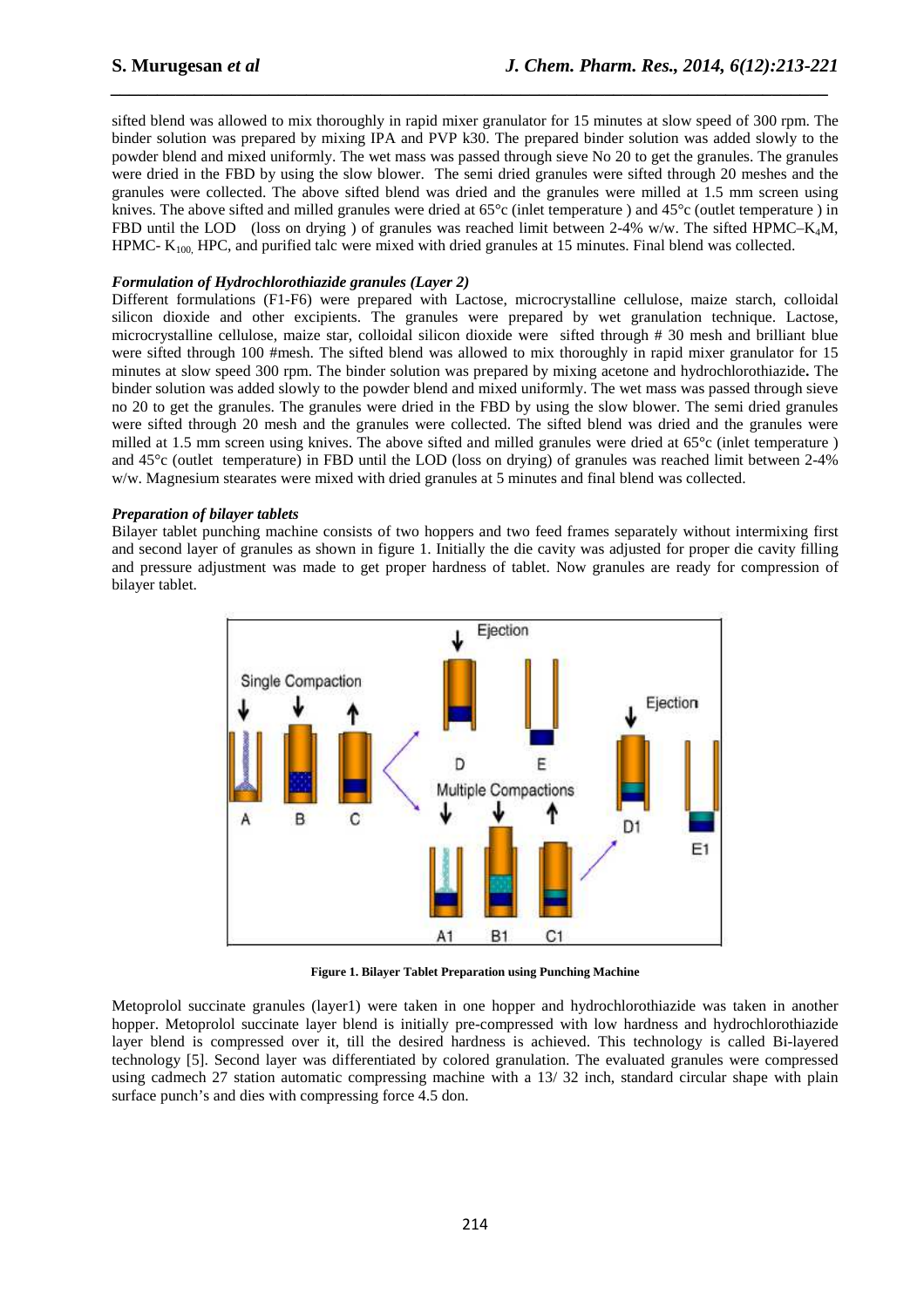sifted blend was allowed to mix thoroughly in rapid mixer granulator for 15 minutes at slow speed of 300 rpm. The binder solution was prepared by mixing IPA and PVP k30. The prepared binder solution was added slowly to the powder blend and mixed uniformly. The wet mass was passed through sieve No 20 to get the granules. The granules were dried in the FBD by using the slow blower. The semi dried granules were sifted through 20 meshes and the granules were collected. The above sifted blend was dried and the granules were milled at 1.5 mm screen using knives. The above sifted and milled granules were dried at 65°c (inlet temperature ) and 45°c (outlet temperature ) in FBD until the LOD (loss on drying ) of granules was reached limit between 2-4% w/w. The sifted HPMC–$K_4$M, HPMC- $K_{100,}$ HPC, and purified talc were mixed with dried granules at 15 minutes. Final blend was collected.

***Formulation of Hydrochlorothiazide granules (Layer 2)***

Different formulations (F1-F6) were prepared with Lactose, microcrystalline cellulose, maize starch, colloidal silicon dioxide and other excipients. The granules were prepared by wet granulation technique. Lactose, microcrystalline cellulose, maize star, colloidal silicon dioxide were sifted through # 30 mesh and brilliant blue were sifted through 100 #mesh. The sifted blend was allowed to mix thoroughly in rapid mixer granulator for 15 minutes at slow speed 300 rpm. The binder solution was prepared by mixing acetone and hydrochlorothiazide**.** The binder solution was added slowly to the powder blend and mixed uniformly. The wet mass was passed through sieve no 20 to get the granules. The granules were dried in the FBD by using the slow blower. The semi dried granules were sifted through 20 mesh and the granules were collected. The sifted blend was dried and the granules were milled at 1.5 mm screen using knives. The above sifted and milled granules were dried at 65°c (inlet temperature ) and 45°c (outlet temperature) in FBD until the LOD (loss on drying) of granules was reached limit between 2-4% w/w. Magnesium stearates were mixed with dried granules at 5 minutes and final blend was collected.

***Preparation of bilayer tablets***

Bilayer tablet punching machine consists of two hoppers and two feed frames separately without intermixing first and second layer of granules as shown in figure 1. Initially the die cavity was adjusted for proper die cavity filling and pressure adjustment was made to get proper hardness of tablet. Now granules are ready for compression of bilayer tablet.

**Figure 1. Bilayer Tablet Preparation using Punching Machine**

Metoprolol succinate granules (layer1) were taken in one hopper and hydrochlorothiazide was taken in another hopper. Metoprolol succinate layer blend is initially pre-compressed with low hardness and hydrochlorothiazide layer blend is compressed over it, till the desired hardness is achieved. This technology is called Bi-layered technology [5]. Second layer was differentiated by colored granulation. The evaluated granules were compressed using cadmech 27 station automatic compressing machine with a 13/ 32 inch, standard circular shape with plain surface punch's and dies with compressing force 4.5 don.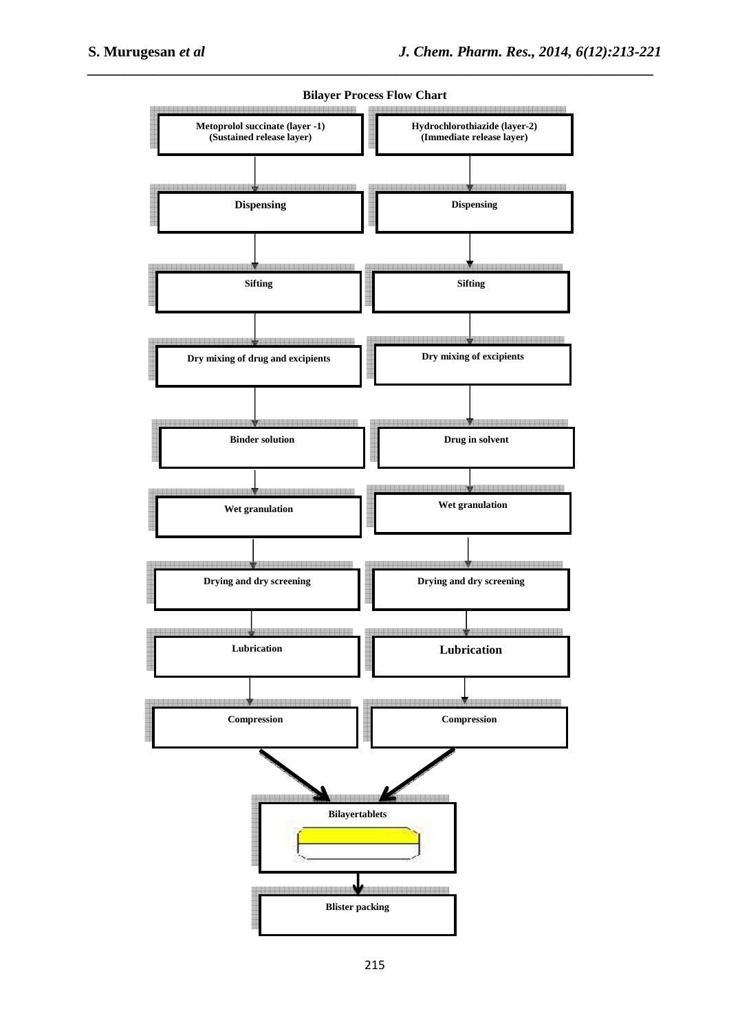**Bilayer Process Flow Chart**

**Metoprolol succinate (layer -1) (Sustained release layer)**

- Dispensing
- Sifting
- Dry mixing of drug and excipients
- Binder solution
- Wet granulation
- Drying and dry screening
- Lubrication
- Compression

**Hydrochlorothiazide (layer-2) (Immediate release layer)**

- Dispensing
- Sifting
- Dry mixing of excipients
- Drug in solvent
- Wet granulation
- Drying and dry screening
- Lubrication
- Compression

Both layers → **Bilayertablets** → **Blister packing**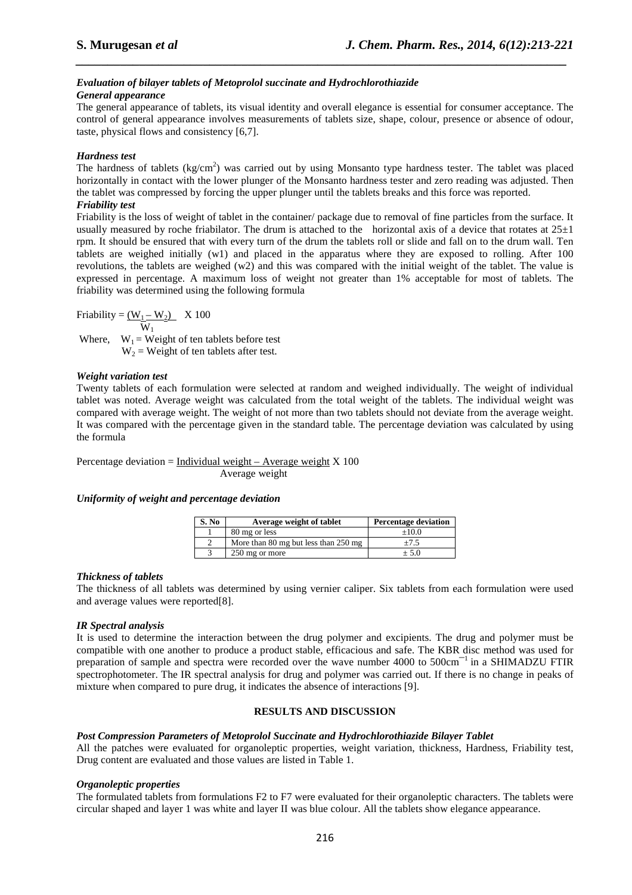### *Evaluation of bilayer tablets of Metoprolol succinate and Hydrochlorothiazide*

#### *General appearance*

The general appearance of tablets, its visual identity and overall elegance is essential for consumer acceptance. The control of general appearance involves measurements of tablets size, shape, colour, presence or absence of odour, taste, physical flows and consistency [6,7].

#### *Hardness test*

The hardness of tablets ($kg/cm^2$) was carried out by using Monsanto type hardness tester. The tablet was placed horizontally in contact with the lower plunger of the Monsanto hardness tester and zero reading was adjusted. Then the tablet was compressed by forcing the upper plunger until the tablets breaks and this force was reported.

#### *Friability test*

Friability is the loss of weight of tablet in the container/ package due to removal of fine particles from the surface. It usually measured by roche friabilator. The drum is attached to the horizontal axis of a device that rotates at 25±1 rpm. It should be ensured that with every turn of the drum the tablets roll or slide and fall on to the drum wall. Ten tablets are weighed initially (w1) and placed in the apparatus where they are exposed to rolling. After 100 revolutions, the tablets are weighed (w2) and this was compared with the initial weight of the tablet. The value is expressed in percentage. A maximum loss of weight not greater than 1% acceptable for most of tablets. The friability was determined using the following formula

$$\text{Friability} = \frac{(W_1 - W_2)}{W_1} \times 100$$

Where, $W_1$ = Weight of ten tablets before test
$W_2$ = Weight of ten tablets after test.

#### *Weight variation test*

Twenty tablets of each formulation were selected at random and weighed individually. The weight of individual tablet was noted. Average weight was calculated from the total weight of the tablets. The individual weight was compared with average weight. The weight of not more than two tablets should not deviate from the average weight. It was compared with the percentage given in the standard table. The percentage deviation was calculated by using the formula

$$\text{Percentage deviation} = \frac{\text{Individual weight} - \text{Average weight}}{\text{Average weight}} \times 100$$

#### *Uniformity of weight and percentage deviation*

| S. No | Average weight of tablet | Percentage deviation |
|---|---|---|
| 1 | 80 mg or less | ±10.0 |
| 2 | More than 80 mg but less than 250 mg | ±7.5 |
| 3 | 250 mg or more | ± 5.0 |

#### *Thickness of tablets*

The thickness of all tablets was determined by using vernier caliper. Six tablets from each formulation were used and average values were reported[8].

#### *IR Spectral analysis*

It is used to determine the interaction between the drug polymer and excipients. The drug and polymer must be compatible with one another to produce a product stable, efficacious and safe. The KBR disc method was used for preparation of sample and spectra were recorded over the wave number 4000 to 500$cm^{-1}$ in a SHIMADZU FTIR spectrophotometer. The IR spectral analysis for drug and polymer was carried out. If there is no change in peaks of mixture when compared to pure drug, it indicates the absence of interactions [9].

## RESULTS AND DISCUSSION

#### *Post Compression Parameters of Metoprolol Succinate and Hydrochlorothiazide Bilayer Tablet*

All the patches were evaluated for organoleptic properties, weight variation, thickness, Hardness, Friability test, Drug content are evaluated and those values are listed in Table 1.

#### *Organoleptic properties*

The formulated tablets from formulations F2 to F7 were evaluated for their organoleptic characters. The tablets were circular shaped and layer 1 was white and layer II was blue colour. All the tablets show elegance appearance.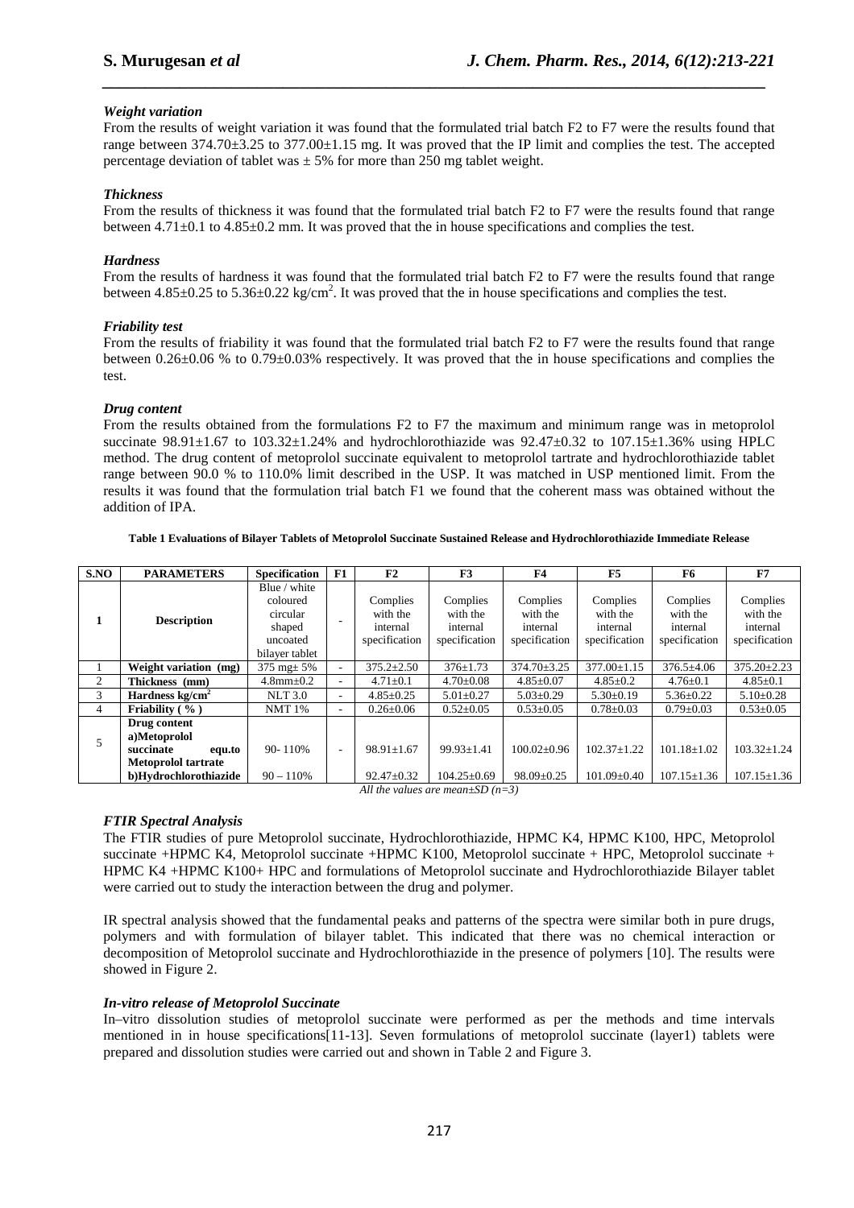### *Weight variation*

From the results of weight variation it was found that the formulated trial batch F2 to F7 were the results found that range between 374.70±3.25 to 377.00±1.15 mg. It was proved that the IP limit and complies the test. The accepted percentage deviation of tablet was ± 5% for more than 250 mg tablet weight.

### *Thickness*

From the results of thickness it was found that the formulated trial batch F2 to F7 were the results found that range between 4.71±0.1 to 4.85±0.2 mm. It was proved that the in house specifications and complies the test.

### *Hardness*

From the results of hardness it was found that the formulated trial batch F2 to F7 were the results found that range between 4.85±0.25 to 5.36±0.22 kg/cm$^2$. It was proved that the in house specifications and complies the test.

### *Friability test*

From the results of friability it was found that the formulated trial batch F2 to F7 were the results found that range between 0.26±0.06 % to 0.79±0.03% respectively. It was proved that the in house specifications and complies the test.

### *Drug content*

From the results obtained from the formulations F2 to F7 the maximum and minimum range was in metoprolol succinate 98.91±1.67 to 103.32±1.24% and hydrochlorothiazide was 92.47±0.32 to 107.15±1.36% using HPLC method. The drug content of metoprolol succinate equivalent to metoprolol tartrate and hydrochlorothiazide tablet range between 90.0 % to 110.0% limit described in the USP. It was matched in USP mentioned limit. From the results it was found that the formulation trial batch F1 we found that the coherent mass was obtained without the addition of IPA.

**Table 1 Evaluations of Bilayer Tablets of Metoprolol Succinate Sustained Release and Hydrochlorothiazide Immediate Release**

| S.NO | PARAMETERS | Specification | F1 | F2 | F3 | F4 | F5 | F6 | F7 |
|---|---|---|---|---|---|---|---|---|---|
| 1 | **Description** | Blue / white coloured circular shaped uncoated bilayer tablet | - | Complies with the internal specification | Complies with the internal specification | Complies with the internal specification | Complies with the internal specification | Complies with the internal specification | Complies with the internal specification |
| 1 | **Weight variation (mg)** | 375 mg± 5% | - | 375.2±2.50 | 376±1.73 | 374.70±3.25 | 377.00±1.15 | 376.5±4.06 | 375.20±2.23 |
| 2 | **Thickness (mm)** | 4.8mm±0.2 | - | 4.71±0.1 | 4.70±0.08 | 4.85±0.07 | 4.85±0.2 | 4.76±0.1 | 4.85±0.1 |
| 3 | **Hardness kg/cm$^2$** | NLT 3.0 | - | 4.85±0.25 | 5.01±0.27 | 5.03±0.29 | 5.30±0.19 | 5.36±0.22 | 5.10±0.28 |
| 4 | **Friability ( % )** | NMT 1% | - | 0.26±0.06 | 0.52±0.05 | 0.53±0.05 | 0.78±0.03 | 0.79±0.03 | 0.53±0.05 |
| 5 | **Drug content a)Metoprolol succinate equ.to Metoprolol tartrate** | 90- 110% | - | 98.91±1.67 | 99.93±1.41 | 100.02±0.96 | 102.37±1.22 | 101.18±1.02 | 103.32±1.24 |
| | **b)Hydrochlorothiazide** | 90 – 110% | | 92.47±0.32 | 104.25±0.69 | 98.09±0.25 | 101.09±0.40 | 107.15±1.36 | 107.15±1.36 |

*All the values are mean±SD (n=3)*

### *FTIR Spectral Analysis*

The FTIR studies of pure Metoprolol succinate, Hydrochlorothiazide, HPMC K4, HPMC K100, HPC, Metoprolol succinate +HPMC K4, Metoprolol succinate +HPMC K100, Metoprolol succinate + HPC, Metoprolol succinate + HPMC K4 +HPMC K100+ HPC and formulations of Metoprolol succinate and Hydrochlorothiazide Bilayer tablet were carried out to study the interaction between the drug and polymer.

IR spectral analysis showed that the fundamental peaks and patterns of the spectra were similar both in pure drugs, polymers and with formulation of bilayer tablet. This indicated that there was no chemical interaction or decomposition of Metoprolol succinate and Hydrochlorothiazide in the presence of polymers [10]. The results were showed in Figure 2.

### *In-vitro release of Metoprolol Succinate*

In–vitro dissolution studies of metoprolol succinate were performed as per the methods and time intervals mentioned in in house specifications[11-13]. Seven formulations of metoprolol succinate (layer1) tablets were prepared and dissolution studies were carried out and shown in Table 2 and Figure 3.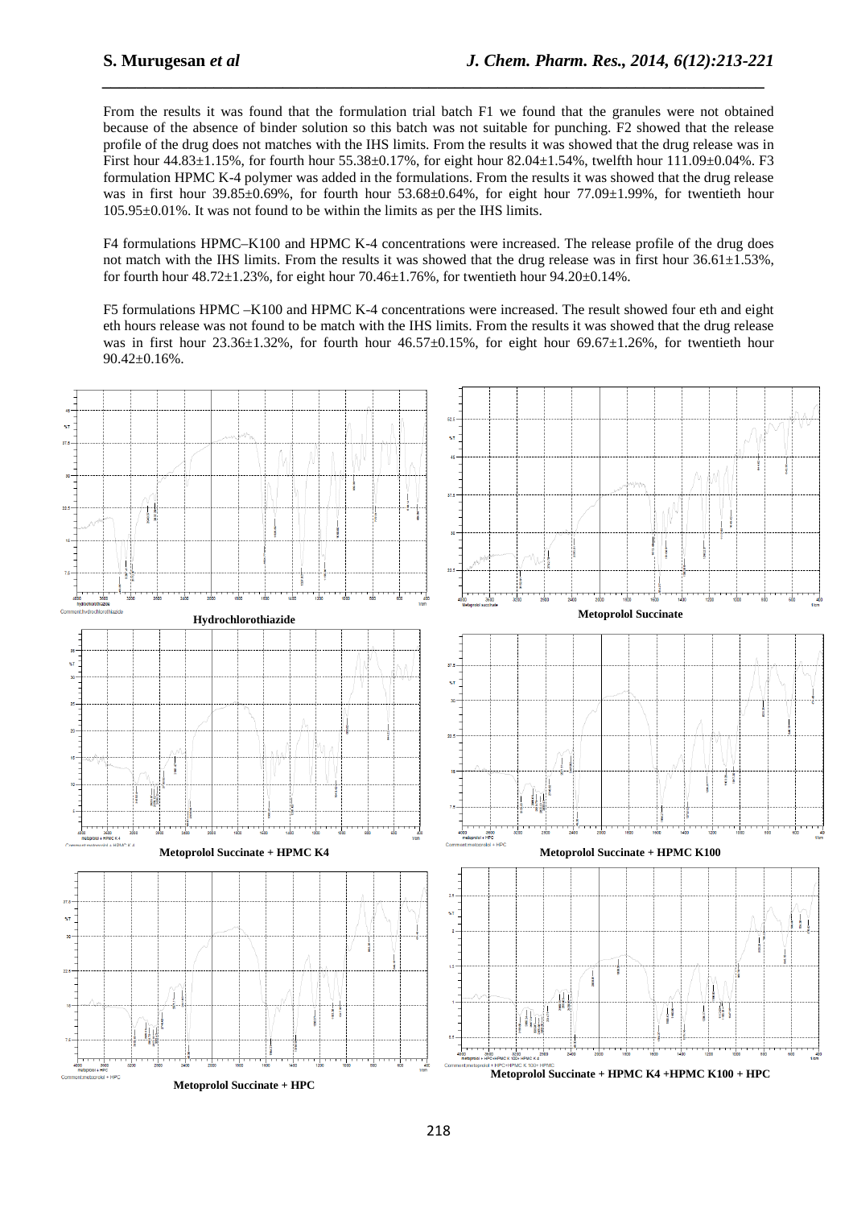From the results it was found that the formulation trial batch F1 we found that the granules were not obtained because of the absence of binder solution so this batch was not suitable for punching. F2 showed that the release profile of the drug does not matches with the IHS limits. From the results it was showed that the drug release was in First hour 44.83±1.15%, for fourth hour 55.38±0.17%, for eight hour 82.04±1.54%, twelfth hour 111.09±0.04%. F3 formulation HPMC K-4 polymer was added in the formulations. From the results it was showed that the drug release was in first hour 39.85±0.69%, for fourth hour 53.68±0.64%, for eight hour 77.09±1.99%, for twentieth hour 105.95±0.01%. It was not found to be within the limits as per the IHS limits.

F4 formulations HPMC–K100 and HPMC K-4 concentrations were increased. The release profile of the drug does not match with the IHS limits. From the results it was showed that the drug release was in first hour 36.61±1.53%, for fourth hour 48.72±1.23%, for eight hour 70.46±1.76%, for twentieth hour 94.20±0.14%.

F5 formulations HPMC –K100 and HPMC K-4 concentrations were increased. The result showed four eth and eight eth hours release was not found to be match with the IHS limits. From the results it was showed that the drug release was in first hour 23.36±1.32%, for fourth hour 46.57±0.15%, for eight hour 69.67±1.26%, for twentieth hour 90.42±0.16%.

**Hydrochlorothiazide**

**Metoprolol Succinate**

**Metoprolol Succinate + HPMC K4**

**Metoprolol Succinate + HPMC K100**

**Metoprolol Succinate + HPC**

**Metoprolol Succinate + HPMC K4 +HPMC K100 + HPC**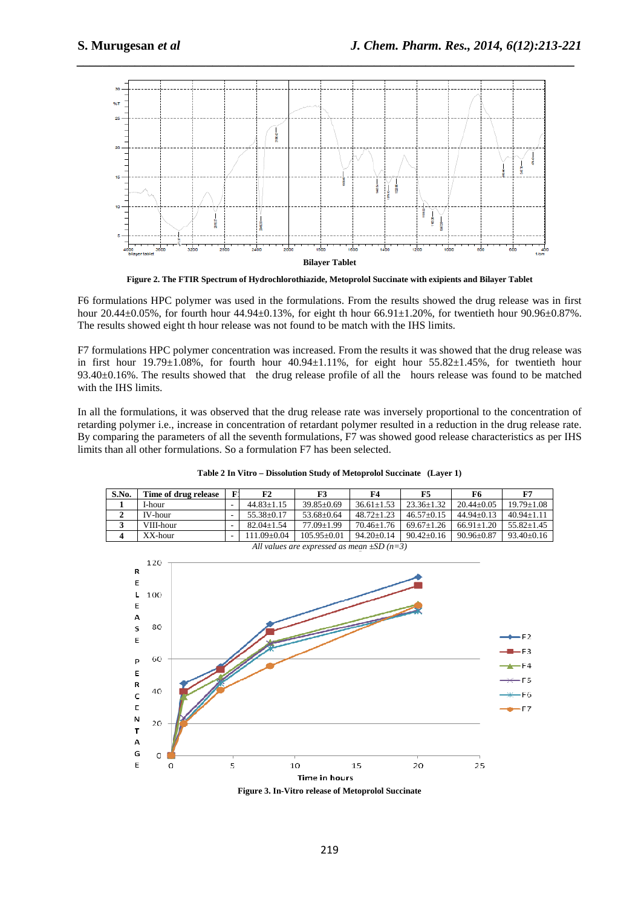**Bilayer Tablet**

**Figure 2. The FTIR Spectrum of Hydrochlorothiazide, Metoprolol Succinate with exipients and Bilayer Tablet**

F6 formulations HPC polymer was used in the formulations. From the results showed the drug release was in first hour 20.44±0.05%, for fourth hour 44.94±0.13%, for eight th hour 66.91±1.20%, for twentieth hour 90.96±0.87%. The results showed eight th hour release was not found to be match with the IHS limits.

F7 formulations HPC polymer concentration was increased. From the results it was showed that the drug release was in first hour 19.79±1.08%, for fourth hour 40.94±1.11%, for eight hour 55.82±1.45%, for twentieth hour 93.40±0.16%. The results showed that the drug release profile of all the hours release was found to be matched with the IHS limits.

In all the formulations, it was observed that the drug release rate was inversely proportional to the concentration of retarding polymer i.e., increase in concentration of retardant polymer resulted in a reduction in the drug release rate. By comparing the parameters of all the seventh formulations, F7 was showed good release characteristics as per IHS limits than all other formulations. So a formulation F7 has been selected.

**Table 2 In Vitro – Dissolution Study of Metoprolol Succinate (Layer 1)**

| S.No. | Time of drug release | F1 | F2 | F3 | F4 | F5 | F6 | F7 |
|---|---|---|---|---|---|---|---|---|
| 1 | I-hour | - | 44.83±1.15 | 39.85±0.69 | 36.61±1.53 | 23.36±1.32 | 20.44±0.05 | 19.79±1.08 |
| 2 | IV-hour | - | 55.38±0.17 | 53.68±0.64 | 48.72±1.23 | 46.57±0.15 | 44.94±0.13 | 40.94±1.11 |
| 3 | VIII-hour | - | 82.04±1.54 | 77.09±1.99 | 70.46±1.76 | 69.67±1.26 | 66.91±1.20 | 55.82±1.45 |
| 4 | XX-hour | - | 111.09±0.04 | 105.95±0.01 | 94.20±0.14 | 90.42±0.16 | 90.96±0.87 | 93.40±0.16 |

*All values are expressed as mean ±SD (n=3)*

**Figure 3. In-Vitro release of Metoprolol Succinate**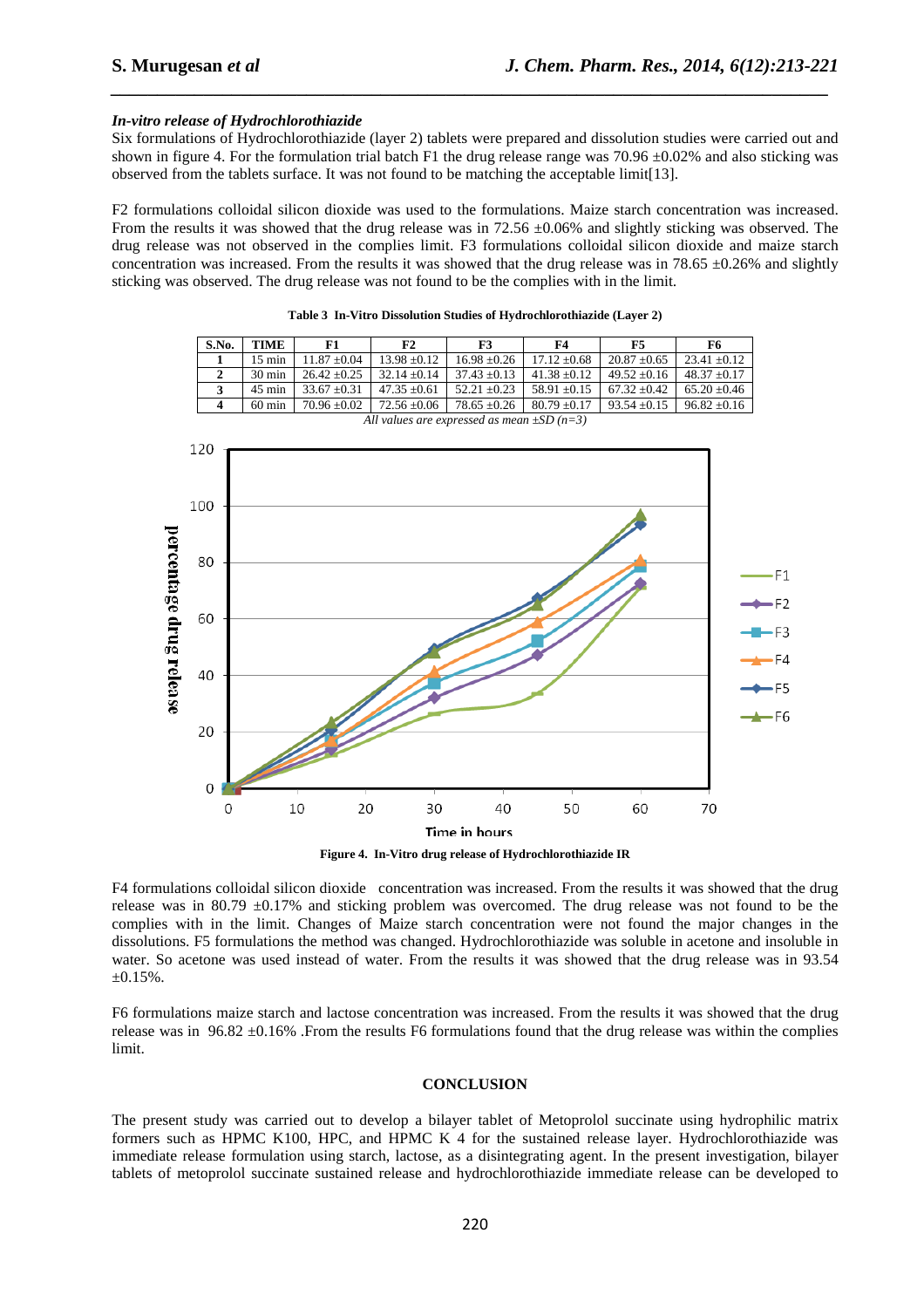### *In-vitro release of Hydrochlorothiazide*

Six formulations of Hydrochlorothiazide (layer 2) tablets were prepared and dissolution studies were carried out and shown in figure 4. For the formulation trial batch F1 the drug release range was 70.96 ±0.02% and also sticking was observed from the tablets surface. It was not found to be matching the acceptable limit[13].

F2 formulations colloidal silicon dioxide was used to the formulations. Maize starch concentration was increased. From the results it was showed that the drug release was in 72.56 ±0.06% and slightly sticking was observed. The drug release was not observed in the complies limit. F3 formulations colloidal silicon dioxide and maize starch concentration was increased. From the results it was showed that the drug release was in 78.65 ±0.26% and slightly sticking was observed. The drug release was not found to be the complies with in the limit.

**Table 3 In-Vitro Dissolution Studies of Hydrochlorothiazide (Layer 2)**

| S.No. | TIME | F1 | F2 | F3 | F4 | F5 | F6 |
|---|---|---|---|---|---|---|---|
| 1 | 15 min | 11.87 ±0.04 | 13.98 ±0.12 | 16.98 ±0.26 | 17.12 ±0.68 | 20.87 ±0.65 | 23.41 ±0.12 |
| 2 | 30 min | 26.42 ±0.25 | 32.14 ±0.14 | 37.43 ±0.13 | 41.38 ±0.12 | 49.52 ±0.16 | 48.37 ±0.17 |
| 3 | 45 min | 33.67 ±0.31 | 47.35 ±0.61 | 52.21 ±0.23 | 58.91 ±0.15 | 67.32 ±0.42 | 65.20 ±0.46 |
| 4 | 60 min | 70.96 ±0.02 | 72.56 ±0.06 | 78.65 ±0.26 | 80.79 ±0.17 | 93.54 ±0.15 | 96.82 ±0.16 |

*All values are expressed as mean ±SD (n=3)*

**Figure 4. In-Vitro drug release of Hydrochlorothiazide IR**

F4 formulations colloidal silicon dioxide concentration was increased. From the results it was showed that the drug release was in 80.79 ±0.17% and sticking problem was overcomed. The drug release was not found to be the complies with in the limit. Changes of Maize starch concentration were not found the major changes in the dissolutions. F5 formulations the method was changed. Hydrochlorothiazide was soluble in acetone and insoluble in water. So acetone was used instead of water. From the results it was showed that the drug release was in 93.54 ±0.15%.

F6 formulations maize starch and lactose concentration was increased. From the results it was showed that the drug release was in 96.82 ±0.16% .From the results F6 formulations found that the drug release was within the complies limit.

## CONCLUSION

The present study was carried out to develop a bilayer tablet of Metoprolol succinate using hydrophilic matrix formers such as HPMC K100, HPC, and HPMC K 4 for the sustained release layer. Hydrochlorothiazide was immediate release formulation using starch, lactose, as a disintegrating agent. In the present investigation, bilayer tablets of metoprolol succinate sustained release and hydrochlorothiazide immediate release can be developed to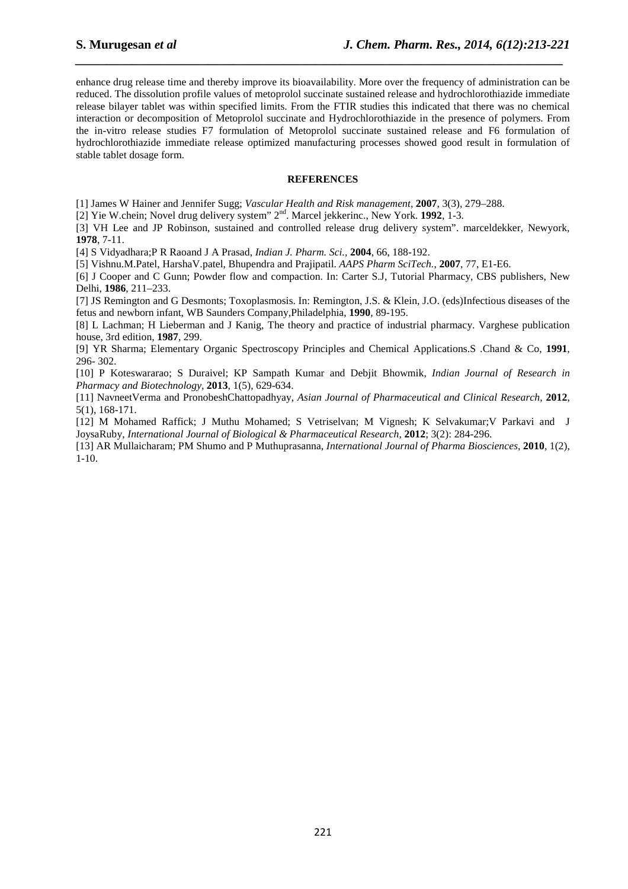enhance drug release time and thereby improve its bioavailability. More over the frequency of administration can be reduced. The dissolution profile values of metoprolol succinate sustained release and hydrochlorothiazide immediate release bilayer tablet was within specified limits. From the FTIR studies this indicated that there was no chemical interaction or decomposition of Metoprolol succinate and Hydrochlorothiazide in the presence of polymers. From the in-vitro release studies F7 formulation of Metoprolol succinate sustained release and F6 formulation of hydrochlorothiazide immediate release optimized manufacturing processes showed good result in formulation of stable tablet dosage form.

## REFERENCES

[1] James W Hainer and Jennifer Sugg; *Vascular Health and Risk management*, **2007**, 3(3), 279–288.

[2] Yie W.chein; Novel drug delivery system" 2nd. Marcel jekkerinc., New York. **1992**, 1-3.

[3] VH Lee and JP Robinson, sustained and controlled release drug delivery system". marceldekker, Newyork, **1978**, 7-11.

[4] S Vidyadhara;P R Raoand J A Prasad, *Indian J. Pharm. Sci.*, **2004**, 66, 188-192.

[5] Vishnu.M.Patel, HarshaV.patel, Bhupendra and Prajipatil. *AAPS Pharm SciTech.*, **2007**, 77, E1-E6.

[6] J Cooper and C Gunn; Powder flow and compaction. In: Carter S.J, Tutorial Pharmacy, CBS publishers, New Delhi, **1986**, 211–233.

[7] JS Remington and G Desmonts; Toxoplasmosis. In: Remington, J.S. & Klein, J.O. (eds)Infectious diseases of the fetus and newborn infant, WB Saunders Company,Philadelphia, **1990**, 89-195.

[8] L Lachman; H Lieberman and J Kanig, The theory and practice of industrial pharmacy. Varghese publication house, 3rd edition, **1987**, 299.

[9] YR Sharma; Elementary Organic Spectroscopy Principles and Chemical Applications.S .Chand & Co, **1991**, 296- 302.

[10] P Koteswararao; S Duraivel; KP Sampath Kumar and Debjit Bhowmik, *Indian Journal of Research in Pharmacy and Biotechnology*, **2013**, 1(5), 629-634.

[11] NavneetVerma and PronobeshChattopadhyay, *Asian Journal of Pharmaceutical and Clinical Research*, **2012**, 5(1), 168-171.

[12] M Mohamed Raffick; J Muthu Mohamed; S Vetriselvan; M Vignesh; K Selvakumar;V Parkavi and J JoysaRuby, *International Journal of Biological & Pharmaceutical Research*, **2012**; 3(2): 284-296.

[13] AR Mullaicharam; PM Shumo and P Muthuprasanna, *International Journal of Pharma Biosciences*, **2010**, 1(2), 1-10.